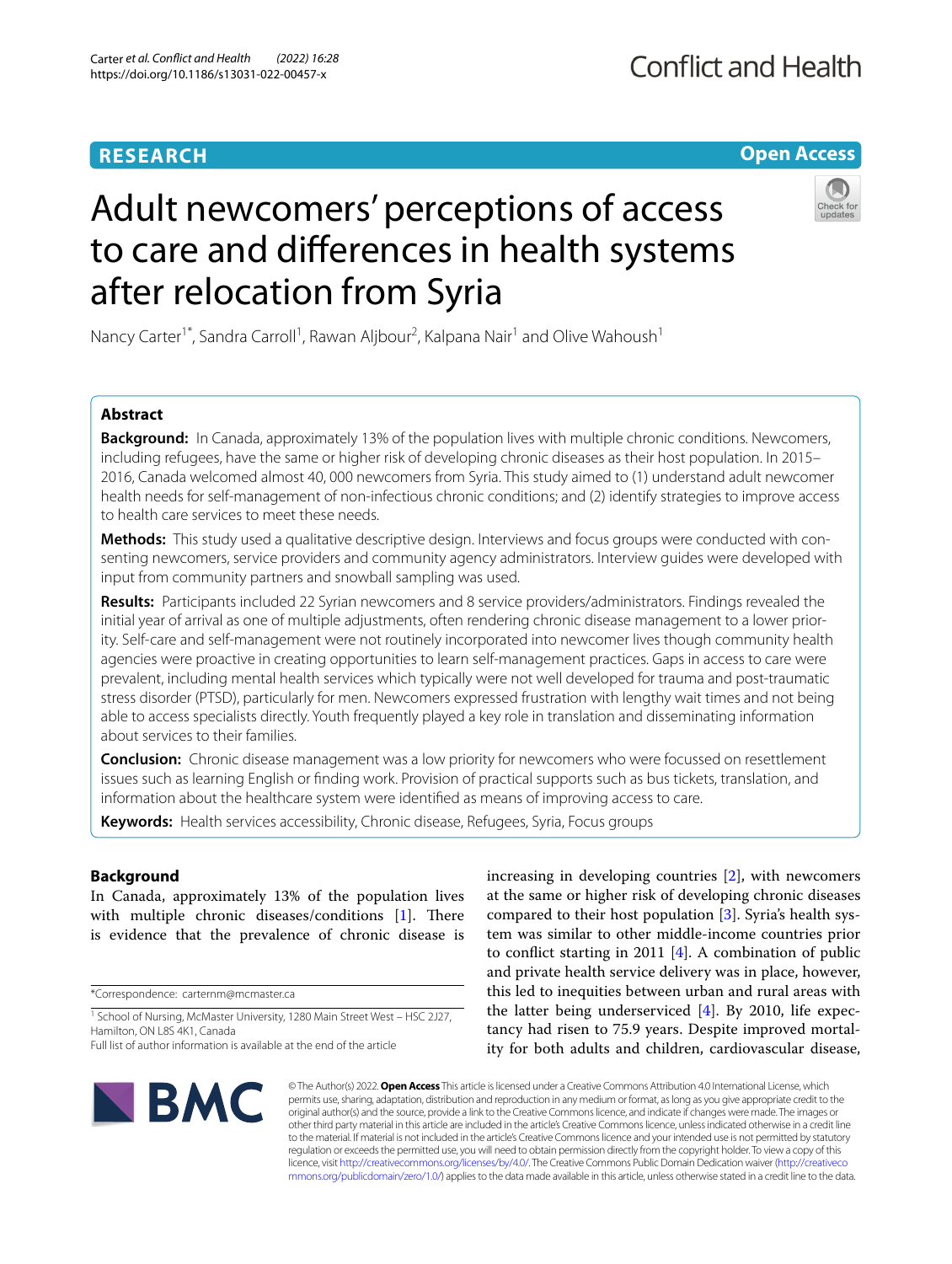RESEARCH

Open Access

# Adult newcomers' perceptions of access to care and differences in health systems after relocation from Syria

Nancy Carter[1*], Sandra Carroll[1], Rawan Aljbour[2], Kalpana Nair[1] and Olive Wahoush[1]

## Abstract

**Background:** In Canada, approximately 13% of the population lives with multiple chronic conditions. Newcomers, including refugees, have the same or higher risk of developing chronic diseases as their host population. In 2015–2016, Canada welcomed almost 40, 000 newcomers from Syria. This study aimed to (1) understand adult newcomer health needs for self-management of non-infectious chronic conditions; and (2) identify strategies to improve access to health care services to meet these needs.

**Methods:** This study used a qualitative descriptive design. Interviews and focus groups were conducted with consenting newcomers, service providers and community agency administrators. Interview guides were developed with input from community partners and snowball sampling was used.

**Results:** Participants included 22 Syrian newcomers and 8 service providers/administrators. Findings revealed the initial year of arrival as one of multiple adjustments, often rendering chronic disease management to a lower priority. Self-care and self-management were not routinely incorporated into newcomer lives though community health agencies were proactive in creating opportunities to learn self-management practices. Gaps in access to care were prevalent, including mental health services which typically were not well developed for trauma and post-traumatic stress disorder (PTSD), particularly for men. Newcomers expressed frustration with lengthy wait times and not being able to access specialists directly. Youth frequently played a key role in translation and disseminating information about services to their families.

**Conclusion:** Chronic disease management was a low priority for newcomers who were focussed on resettlement issues such as learning English or finding work. Provision of practical supports such as bus tickets, translation, and information about the healthcare system were identified as means of improving access to care.

**Keywords:** Health services accessibility, Chronic disease, Refugees, Syria, Focus groups

## Background

In Canada, approximately 13% of the population lives with multiple chronic diseases/conditions [1]. There is evidence that the prevalence of chronic disease is increasing in developing countries [2], with newcomers at the same or higher risk of developing chronic diseases compared to their host population [3]. Syria's health system was similar to other middle-income countries prior to conflict starting in 2011 [4]. A combination of public and private health service delivery was in place, however, this led to inequities between urban and rural areas with the latter being underserviced [4]. By 2010, life expectancy had risen to 75.9 years. Despite improved mortality for both adults and children, cardiovascular disease,

*Correspondence: carternm@mcmaster.ca

[1] School of Nursing, McMaster University, 1280 Main Street West – HSC 2J27, Hamilton, ON L8S 4K1, Canada

Full list of author information is available at the end of the article

© The Author(s) 2022. **Open Access** This article is licensed under a Creative Commons Attribution 4.0 International License, which permits use, sharing, adaptation, distribution and reproduction in any medium or format, as long as you give appropriate credit to the original author(s) and the source, provide a link to the Creative Commons licence, and indicate if changes were made. The images or other third party material in this article are included in the article's Creative Commons licence, unless indicated otherwise in a credit line to the material. If material is not included in the article's Creative Commons licence and your intended use is not permitted by statutory regulation or exceeds the permitted use, you will need to obtain permission directly from the copyright holder. To view a copy of this licence, visit http://creativecommons.org/licenses/by/4.0/. The Creative Commons Public Domain Dedication waiver (http://creativecommons.org/publicdomain/zero/1.0/) applies to the data made available in this article, unless otherwise stated in a credit line to the data.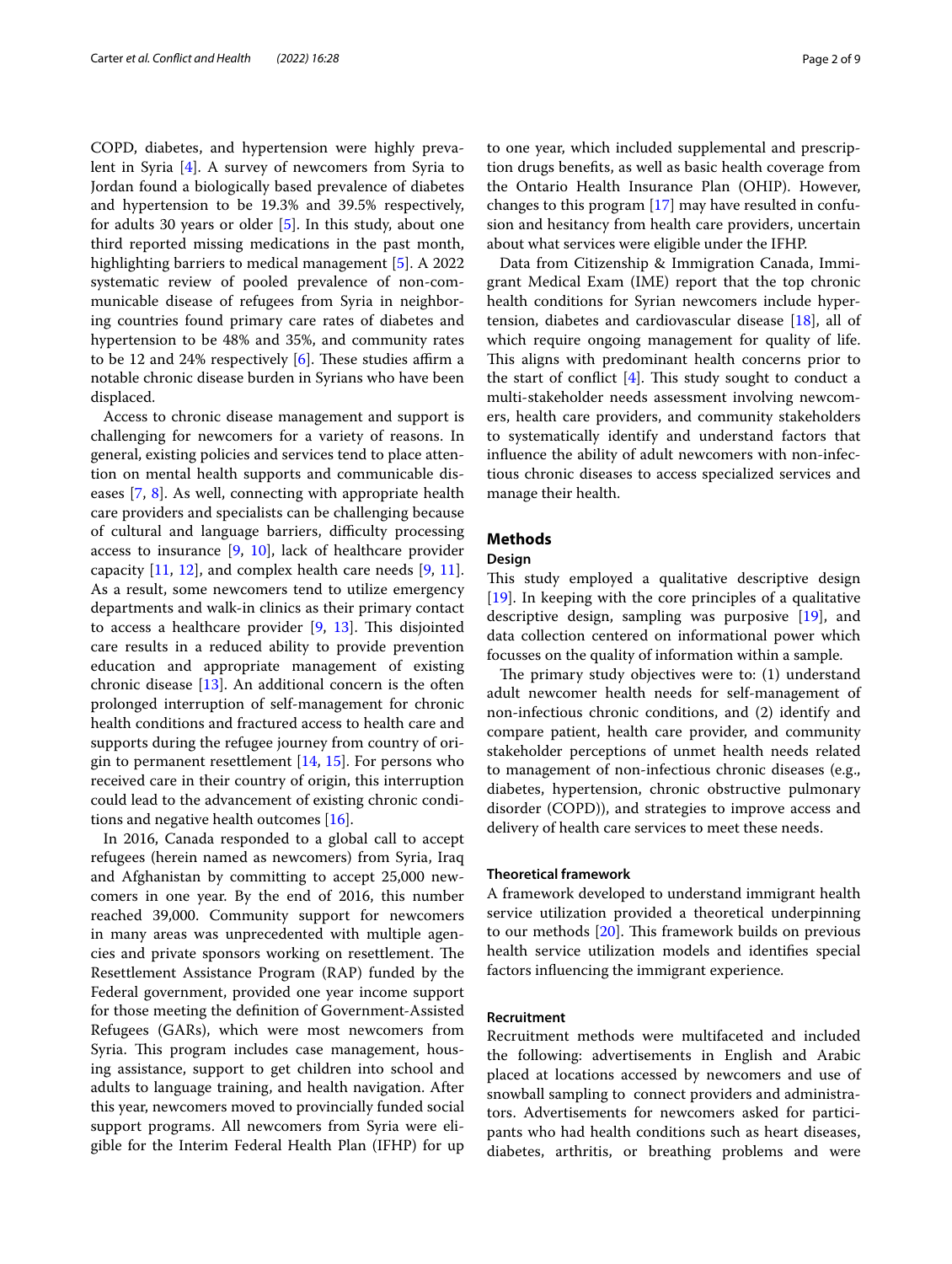COPD, diabetes, and hypertension were highly prevalent in Syria [4]. A survey of newcomers from Syria to Jordan found a biologically based prevalence of diabetes and hypertension to be 19.3% and 39.5% respectively, for adults 30 years or older [5]. In this study, about one third reported missing medications in the past month, highlighting barriers to medical management [5]. A 2022 systematic review of pooled prevalence of non-communicable disease of refugees from Syria in neighboring countries found primary care rates of diabetes and hypertension to be 48% and 35%, and community rates to be 12 and 24% respectively [6]. These studies affirm a notable chronic disease burden in Syrians who have been displaced.

Access to chronic disease management and support is challenging for newcomers for a variety of reasons. In general, existing policies and services tend to place attention on mental health supports and communicable diseases [7, 8]. As well, connecting with appropriate health care providers and specialists can be challenging because of cultural and language barriers, difficulty processing access to insurance [9, 10], lack of healthcare provider capacity [11, 12], and complex health care needs [9, 11]. As a result, some newcomers tend to utilize emergency departments and walk-in clinics as their primary contact to access a healthcare provider [9, 13]. This disjointed care results in a reduced ability to provide prevention education and appropriate management of existing chronic disease [13]. An additional concern is the often prolonged interruption of self-management for chronic health conditions and fractured access to health care and supports during the refugee journey from country of origin to permanent resettlement [14, 15]. For persons who received care in their country of origin, this interruption could lead to the advancement of existing chronic conditions and negative health outcomes [16].

In 2016, Canada responded to a global call to accept refugees (herein named as newcomers) from Syria, Iraq and Afghanistan by committing to accept 25,000 newcomers in one year. By the end of 2016, this number reached 39,000. Community support for newcomers in many areas was unprecedented with multiple agencies and private sponsors working on resettlement. The Resettlement Assistance Program (RAP) funded by the Federal government, provided one year income support for those meeting the definition of Government-Assisted Refugees (GARs), which were most newcomers from Syria. This program includes case management, housing assistance, support to get children into school and adults to language training, and health navigation. After this year, newcomers moved to provincially funded social support programs. All newcomers from Syria were eligible for the Interim Federal Health Plan (IFHP) for up to one year, which included supplemental and prescription drugs benefits, as well as basic health coverage from the Ontario Health Insurance Plan (OHIP). However, changes to this program [17] may have resulted in confusion and hesitancy from health care providers, uncertain about what services were eligible under the IFHP.

Data from Citizenship & Immigration Canada, Immigrant Medical Exam (IME) report that the top chronic health conditions for Syrian newcomers include hypertension, diabetes and cardiovascular disease [18], all of which require ongoing management for quality of life. This aligns with predominant health concerns prior to the start of conflict [4]. This study sought to conduct a multi-stakeholder needs assessment involving newcomers, health care providers, and community stakeholders to systematically identify and understand factors that influence the ability of adult newcomers with non-infectious chronic diseases to access specialized services and manage their health.

## Methods

### Design

This study employed a qualitative descriptive design [19]. In keeping with the core principles of a qualitative descriptive design, sampling was purposive [19], and data collection centered on informational power which focusses on the quality of information within a sample.

The primary study objectives were to: (1) understand adult newcomer health needs for self-management of non-infectious chronic conditions, and (2) identify and compare patient, health care provider, and community stakeholder perceptions of unmet health needs related to management of non-infectious chronic diseases (e.g., diabetes, hypertension, chronic obstructive pulmonary disorder (COPD)), and strategies to improve access and delivery of health care services to meet these needs.

### Theoretical framework

A framework developed to understand immigrant health service utilization provided a theoretical underpinning to our methods [20]. This framework builds on previous health service utilization models and identifies special factors influencing the immigrant experience.

### Recruitment

Recruitment methods were multifaceted and included the following: advertisements in English and Arabic placed at locations accessed by newcomers and use of snowball sampling to connect providers and administrators. Advertisements for newcomers asked for participants who had health conditions such as heart diseases, diabetes, arthritis, or breathing problems and were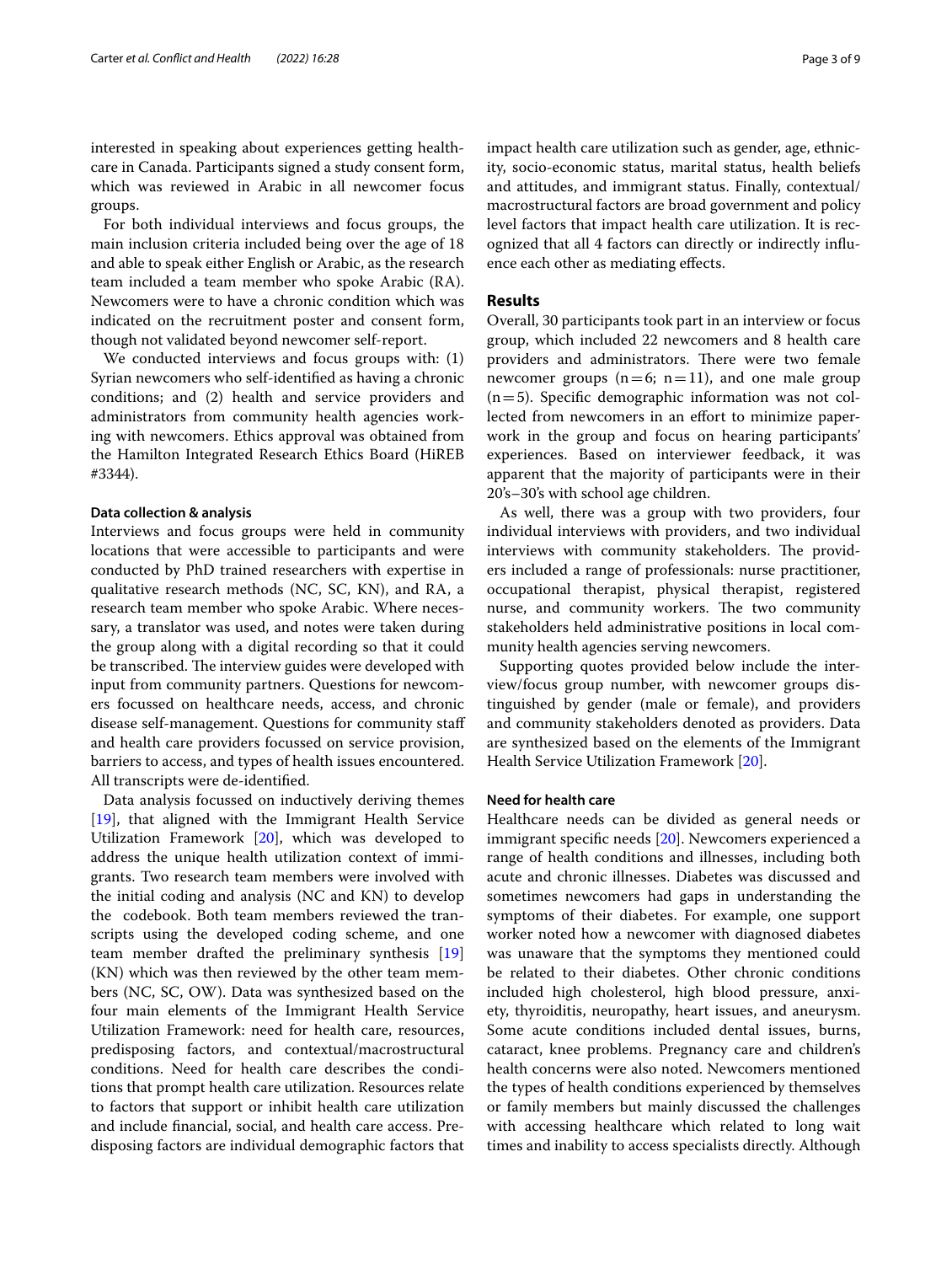interested in speaking about experiences getting healthcare in Canada. Participants signed a study consent form, which was reviewed in Arabic in all newcomer focus groups.

For both individual interviews and focus groups, the main inclusion criteria included being over the age of 18 and able to speak either English or Arabic, as the research team included a team member who spoke Arabic (RA). Newcomers were to have a chronic condition which was indicated on the recruitment poster and consent form, though not validated beyond newcomer self-report.

We conducted interviews and focus groups with: (1) Syrian newcomers who self-identified as having a chronic conditions; and (2) health and service providers and administrators from community health agencies working with newcomers. Ethics approval was obtained from the Hamilton Integrated Research Ethics Board (HiREB #3344).

#### Data collection & analysis

Interviews and focus groups were held in community locations that were accessible to participants and were conducted by PhD trained researchers with expertise in qualitative research methods (NC, SC, KN), and RA, a research team member who spoke Arabic. Where necessary, a translator was used, and notes were taken during the group along with a digital recording so that it could be transcribed. The interview guides were developed with input from community partners. Questions for newcomers focussed on healthcare needs, access, and chronic disease self-management. Questions for community staff and health care providers focussed on service provision, barriers to access, and types of health issues encountered. All transcripts were de-identified.

Data analysis focussed on inductively deriving themes [19], that aligned with the Immigrant Health Service Utilization Framework [20], which was developed to address the unique health utilization context of immigrants. Two research team members were involved with the initial coding and analysis (NC and KN) to develop the codebook. Both team members reviewed the transcripts using the developed coding scheme, and one team member drafted the preliminary synthesis [19] (KN) which was then reviewed by the other team members (NC, SC, OW). Data was synthesized based on the four main elements of the Immigrant Health Service Utilization Framework: need for health care, resources, predisposing factors, and contextual/macrostructural conditions. Need for health care describes the conditions that prompt health care utilization. Resources relate to factors that support or inhibit health care utilization and include financial, social, and health care access. Predisposing factors are individual demographic factors that impact health care utilization such as gender, age, ethnicity, socio-economic status, marital status, health beliefs and attitudes, and immigrant status. Finally, contextual/macrostructural factors are broad government and policy level factors that impact health care utilization. It is recognized that all 4 factors can directly or indirectly influence each other as mediating effects.

## Results

Overall, 30 participants took part in an interview or focus group, which included 22 newcomers and 8 health care providers and administrators. There were two female newcomer groups (n = 6; n = 11), and one male group (n = 5). Specific demographic information was not collected from newcomers in an effort to minimize paperwork in the group and focus on hearing participants' experiences. Based on interviewer feedback, it was apparent that the majority of participants were in their 20's–30's with school age children.

As well, there was a group with two providers, four individual interviews with providers, and two individual interviews with community stakeholders. The providers included a range of professionals: nurse practitioner, occupational therapist, physical therapist, registered nurse, and community workers. The two community stakeholders held administrative positions in local community health agencies serving newcomers.

Supporting quotes provided below include the interview/focus group number, with newcomer groups distinguished by gender (male or female), and providers and community stakeholders denoted as providers. Data are synthesized based on the elements of the Immigrant Health Service Utilization Framework [20].

#### Need for health care

Healthcare needs can be divided as general needs or immigrant specific needs [20]. Newcomers experienced a range of health conditions and illnesses, including both acute and chronic illnesses. Diabetes was discussed and sometimes newcomers had gaps in understanding the symptoms of their diabetes. For example, one support worker noted how a newcomer with diagnosed diabetes was unaware that the symptoms they mentioned could be related to their diabetes. Other chronic conditions included high cholesterol, high blood pressure, anxiety, thyroiditis, neuropathy, heart issues, and aneurysm. Some acute conditions included dental issues, burns, cataract, knee problems. Pregnancy care and children's health concerns were also noted. Newcomers mentioned the types of health conditions experienced by themselves or family members but mainly discussed the challenges with accessing healthcare which related to long wait times and inability to access specialists directly. Although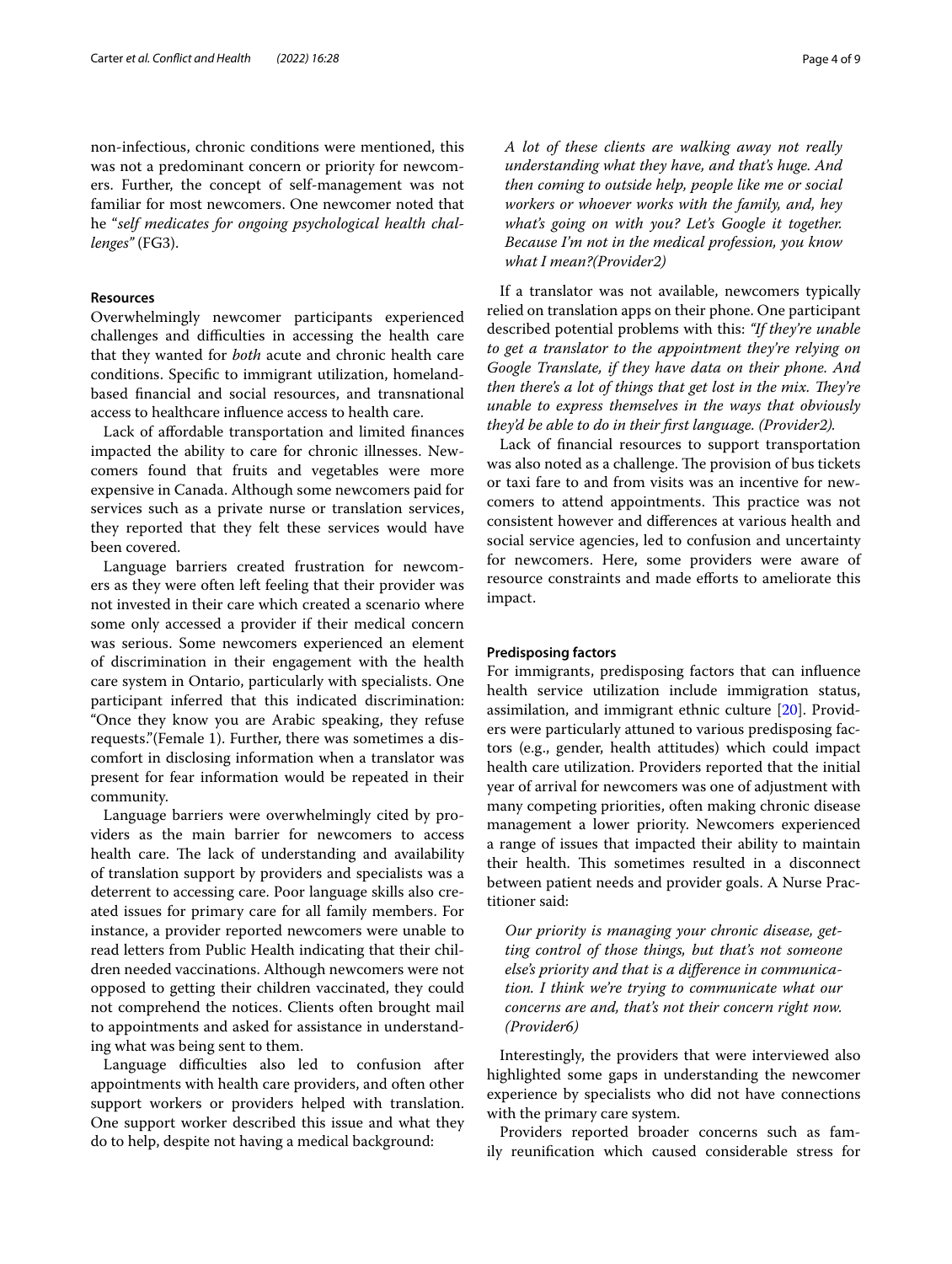non-infectious, chronic conditions were mentioned, this was not a predominant concern or priority for newcomers. Further, the concept of self-management was not familiar for most newcomers. One newcomer noted that he "*self medicates for ongoing psychological health challenges*" (FG3).

### Resources

Overwhelmingly newcomer participants experienced challenges and difficulties in accessing the health care that they wanted for *both* acute and chronic health care conditions. Specific to immigrant utilization, homeland-based financial and social resources, and transnational access to healthcare influence access to health care.

Lack of affordable transportation and limited finances impacted the ability to care for chronic illnesses. Newcomers found that fruits and vegetables were more expensive in Canada. Although some newcomers paid for services such as a private nurse or translation services, they reported that they felt these services would have been covered.

Language barriers created frustration for newcomers as they were often left feeling that their provider was not invested in their care which created a scenario where some only accessed a provider if their medical concern was serious. Some newcomers experienced an element of discrimination in their engagement with the health care system in Ontario, particularly with specialists. One participant inferred that this indicated discrimination: "Once they know you are Arabic speaking, they refuse requests."(Female 1). Further, there was sometimes a discomfort in disclosing information when a translator was present for fear information would be repeated in their community.

Language barriers were overwhelmingly cited by providers as the main barrier for newcomers to access health care. The lack of understanding and availability of translation support by providers and specialists was a deterrent to accessing care. Poor language skills also created issues for primary care for all family members. For instance, a provider reported newcomers were unable to read letters from Public Health indicating that their children needed vaccinations. Although newcomers were not opposed to getting their children vaccinated, they could not comprehend the notices. Clients often brought mail to appointments and asked for assistance in understanding what was being sent to them.

Language difficulties also led to confusion after appointments with health care providers, and often other support workers or providers helped with translation. One support worker described this issue and what they do to help, despite not having a medical background:

> *A lot of these clients are walking away not really understanding what they have, and that's huge. And then coming to outside help, people like me or social workers or whoever works with the family, and, hey what's going on with you? Let's Google it together. Because I'm not in the medical profession, you know what I mean?(Provider2)*

If a translator was not available, newcomers typically relied on translation apps on their phone. One participant described potential problems with this: *"If they're unable to get a translator to the appointment they're relying on Google Translate, if they have data on their phone. And then there's a lot of things that get lost in the mix. They're unable to express themselves in the ways that obviously they'd be able to do in their first language. (Provider2).*

Lack of financial resources to support transportation was also noted as a challenge. The provision of bus tickets or taxi fare to and from visits was an incentive for newcomers to attend appointments. This practice was not consistent however and differences at various health and social service agencies, led to confusion and uncertainty for newcomers. Here, some providers were aware of resource constraints and made efforts to ameliorate this impact.

### Predisposing factors

For immigrants, predisposing factors that can influence health service utilization include immigration status, assimilation, and immigrant ethnic culture [20]. Providers were particularly attuned to various predisposing factors (e.g., gender, health attitudes) which could impact health care utilization. Providers reported that the initial year of arrival for newcomers was one of adjustment with many competing priorities, often making chronic disease management a lower priority. Newcomers experienced a range of issues that impacted their ability to maintain their health. This sometimes resulted in a disconnect between patient needs and provider goals. A Nurse Practitioner said:

> *Our priority is managing your chronic disease, getting control of those things, but that's not someone else's priority and that is a difference in communication. I think we're trying to communicate what our concerns are and, that's not their concern right now. (Provider6)*

Interestingly, the providers that were interviewed also highlighted some gaps in understanding the newcomer experience by specialists who did not have connections with the primary care system.

Providers reported broader concerns such as family reunification which caused considerable stress for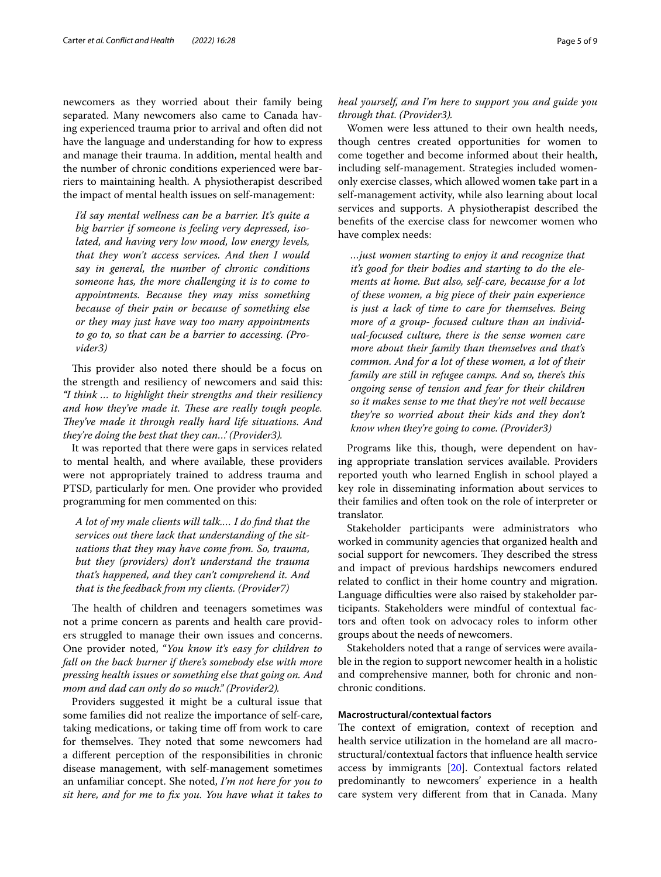newcomers as they worried about their family being separated. Many newcomers also came to Canada having experienced trauma prior to arrival and often did not have the language and understanding for how to express and manage their trauma. In addition, mental health and the number of chronic conditions experienced were barriers to maintaining health. A physiotherapist described the impact of mental health issues on self-management:

> *I'd say mental wellness can be a barrier. It's quite a big barrier if someone is feeling very depressed, isolated, and having very low mood, low energy levels, that they won't access services. And then I would say in general, the number of chronic conditions someone has, the more challenging it is to come to appointments. Because they may miss something because of their pain or because of something else or they may just have way too many appointments to go to, so that can be a barrier to accessing. (Provider3)*

This provider also noted there should be a focus on the strength and resiliency of newcomers and said this: *"I think … to highlight their strengths and their resiliency and how they've made it. These are really tough people. They've made it through really hard life situations. And they're doing the best that they can…' (Provider3).*

It was reported that there were gaps in services related to mental health, and where available, these providers were not appropriately trained to address trauma and PTSD, particularly for men. One provider who provided programming for men commented on this:

> *A lot of my male clients will talk.… I do find that the services out there lack that understanding of the situations that they may have come from. So, trauma, but they (providers) don't understand the trauma that's happened, and they can't comprehend it. And that is the feedback from my clients. (Provider7)*

The health of children and teenagers sometimes was not a prime concern as parents and health care providers struggled to manage their own issues and concerns. One provider noted, "*You know it's easy for children to fall on the back burner if there's somebody else with more pressing health issues or something else that going on. And mom and dad can only do so much." (Provider2).*

Providers suggested it might be a cultural issue that some families did not realize the importance of self-care, taking medications, or taking time off from work to care for themselves. They noted that some newcomers had a different perception of the responsibilities in chronic disease management, with self-management sometimes an unfamiliar concept. She noted, *I'm not here for you to sit here, and for me to fix you. You have what it takes to heal yourself, and I'm here to support you and guide you through that. (Provider3).*

Women were less attuned to their own health needs, though centres created opportunities for women to come together and become informed about their health, including self-management. Strategies included women-only exercise classes, which allowed women take part in a self-management activity, while also learning about local services and supports. A physiotherapist described the benefits of the exercise class for newcomer women who have complex needs:

> *…just women starting to enjoy it and recognize that it's good for their bodies and starting to do the elements at home. But also, self-care, because for a lot of these women, a big piece of their pain experience is just a lack of time to care for themselves. Being more of a group- focused culture than an individual-focused culture, there is the sense women care more about their family than themselves and that's common. And for a lot of these women, a lot of their family are still in refugee camps. And so, there's this ongoing sense of tension and fear for their children so it makes sense to me that they're not well because they're so worried about their kids and they don't know when they're going to come. (Provider3)*

Programs like this, though, were dependent on having appropriate translation services available. Providers reported youth who learned English in school played a key role in disseminating information about services to their families and often took on the role of interpreter or translator.

Stakeholder participants were administrators who worked in community agencies that organized health and social support for newcomers. They described the stress and impact of previous hardships newcomers endured related to conflict in their home country and migration. Language difficulties were also raised by stakeholder participants. Stakeholders were mindful of contextual factors and often took on advocacy roles to inform other groups about the needs of newcomers.

Stakeholders noted that a range of services were available in the region to support newcomer health in a holistic and comprehensive manner, both for chronic and non-chronic conditions.

#### Macrostructural/contextual factors

The context of emigration, context of reception and health service utilization in the homeland are all macrostructural/contextual factors that influence health service access by immigrants [20]. Contextual factors related predominantly to newcomers' experience in a health care system very different from that in Canada. Many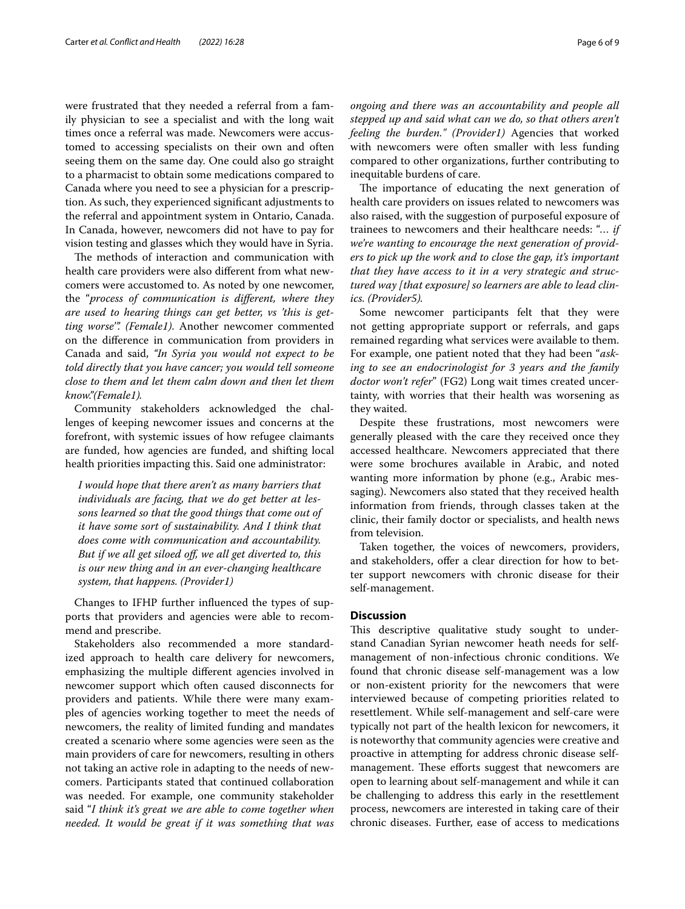were frustrated that they needed a referral from a family physician to see a specialist and with the long wait times once a referral was made. Newcomers were accustomed to accessing specialists on their own and often seeing them on the same day. One could also go straight to a pharmacist to obtain some medications compared to Canada where you need to see a physician for a prescription. As such, they experienced significant adjustments to the referral and appointment system in Ontario, Canada. In Canada, however, newcomers did not have to pay for vision testing and glasses which they would have in Syria.

The methods of interaction and communication with health care providers were also different from what newcomers were accustomed to. As noted by one newcomer, the "*process of communication is different, where they are used to hearing things can get better, vs 'this is getting worse''*". *(Female1).* Another newcomer commented on the difference in communication from providers in Canada and said, *"In Syria you would not expect to be told directly that you have cancer; you would tell someone close to them and let them calm down and then let them know."(Female1).*

Community stakeholders acknowledged the challenges of keeping newcomer issues and concerns at the forefront, with systemic issues of how refugee claimants are funded, how agencies are funded, and shifting local health priorities impacting this. Said one administrator:

> *I would hope that there aren't as many barriers that individuals are facing, that we do get better at lessons learned so that the good things that come out of it have some sort of sustainability. And I think that does come with communication and accountability. But if we all get siloed off, we all get diverted to, this is our new thing and in an ever-changing healthcare system, that happens. (Provider1)*

Changes to IFHP further influenced the types of supports that providers and agencies were able to recommend and prescribe.

Stakeholders also recommended a more standardized approach to health care delivery for newcomers, emphasizing the multiple different agencies involved in newcomer support which often caused disconnects for providers and patients. While there were many examples of agencies working together to meet the needs of newcomers, the reality of limited funding and mandates created a scenario where some agencies were seen as the main providers of care for newcomers, resulting in others not taking an active role in adapting to the needs of newcomers. Participants stated that continued collaboration was needed. For example, one community stakeholder said "*I think it's great we are able to come together when needed. It would be great if it was something that was ongoing and there was an accountability and people all stepped up and said what can we do, so that others aren't feeling the burden." (Provider1)* Agencies that worked with newcomers were often smaller with less funding compared to other organizations, further contributing to inequitable burdens of care.

The importance of educating the next generation of health care providers on issues related to newcomers was also raised, with the suggestion of purposeful exposure of trainees to newcomers and their healthcare needs: *"… if we're wanting to encourage the next generation of providers to pick up the work and to close the gap, it's important that they have access to it in a very strategic and structured way [that exposure] so learners are able to lead clinics. (Provider5).*

Some newcomer participants felt that they were not getting appropriate support or referrals, and gaps remained regarding what services were available to them. For example, one patient noted that they had been "*asking to see an endocrinologist for 3 years and the family doctor won't refer*" (FG2) Long wait times created uncertainty, with worries that their health was worsening as they waited.

Despite these frustrations, most newcomers were generally pleased with the care they received once they accessed healthcare. Newcomers appreciated that there were some brochures available in Arabic, and noted wanting more information by phone (e.g., Arabic messaging). Newcomers also stated that they received health information from friends, through classes taken at the clinic, their family doctor or specialists, and health news from television.

Taken together, the voices of newcomers, providers, and stakeholders, offer a clear direction for how to better support newcomers with chronic disease for their self-management.

## Discussion

This descriptive qualitative study sought to understand Canadian Syrian newcomer heath needs for self-management of non-infectious chronic conditions. We found that chronic disease self-management was a low or non-existent priority for the newcomers that were interviewed because of competing priorities related to resettlement. While self-management and self-care were typically not part of the health lexicon for newcomers, it is noteworthy that community agencies were creative and proactive in attempting for address chronic disease self-management. These efforts suggest that newcomers are open to learning about self-management and while it can be challenging to address this early in the resettlement process, newcomers are interested in taking care of their chronic diseases. Further, ease of access to medications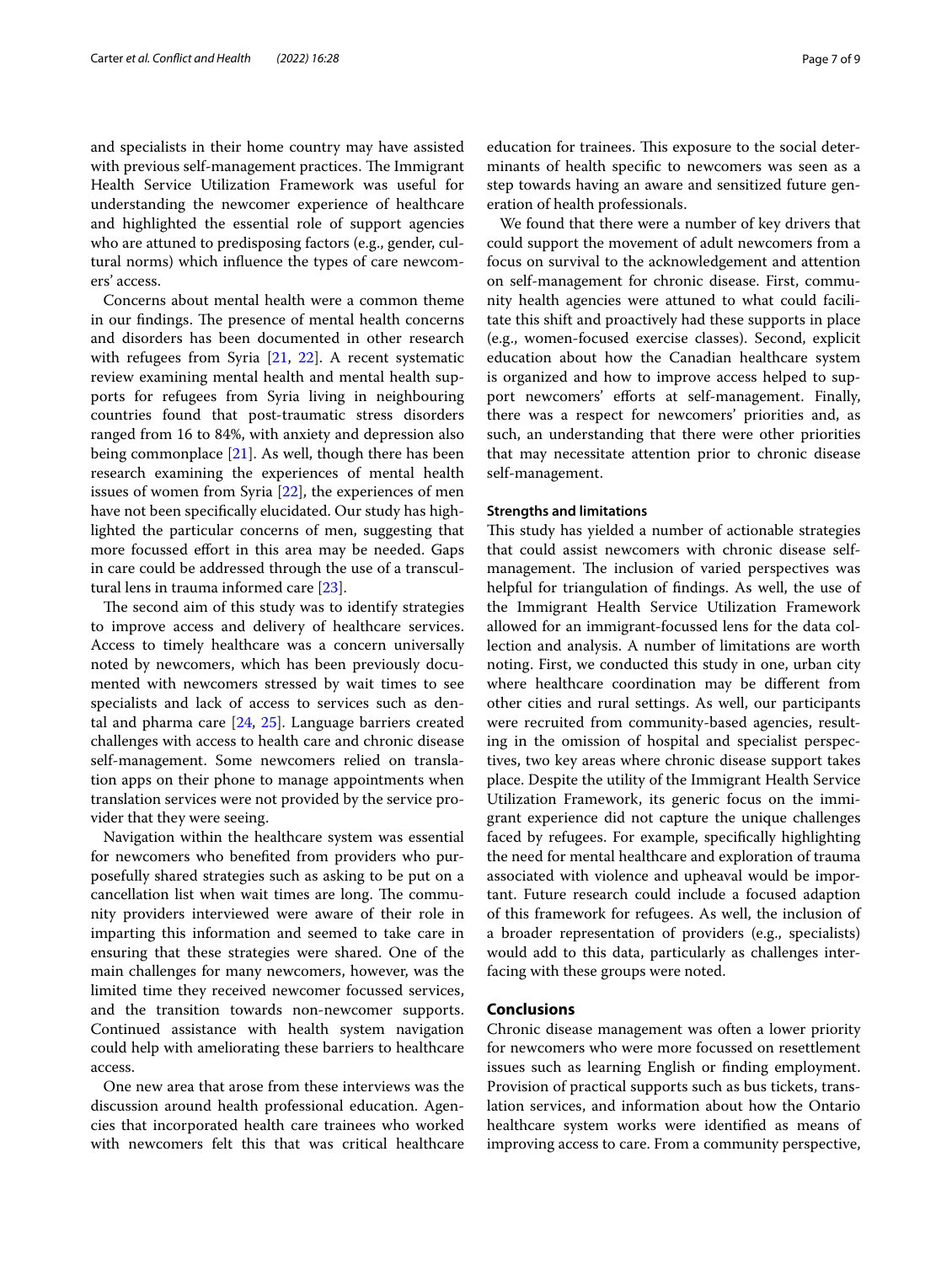and specialists in their home country may have assisted with previous self-management practices. The Immigrant Health Service Utilization Framework was useful for understanding the newcomer experience of healthcare and highlighted the essential role of support agencies who are attuned to predisposing factors (e.g., gender, cultural norms) which influence the types of care newcomers' access.

Concerns about mental health were a common theme in our findings. The presence of mental health concerns and disorders has been documented in other research with refugees from Syria [21, 22]. A recent systematic review examining mental health and mental health supports for refugees from Syria living in neighbouring countries found that post-traumatic stress disorders ranged from 16 to 84%, with anxiety and depression also being commonplace [21]. As well, though there has been research examining the experiences of mental health issues of women from Syria [22], the experiences of men have not been specifically elucidated. Our study has highlighted the particular concerns of men, suggesting that more focussed effort in this area may be needed. Gaps in care could be addressed through the use of a transcultural lens in trauma informed care [23].

The second aim of this study was to identify strategies to improve access and delivery of healthcare services. Access to timely healthcare was a concern universally noted by newcomers, which has been previously documented with newcomers stressed by wait times to see specialists and lack of access to services such as dental and pharma care [24, 25]. Language barriers created challenges with access to health care and chronic disease self-management. Some newcomers relied on translation apps on their phone to manage appointments when translation services were not provided by the service provider that they were seeing.

Navigation within the healthcare system was essential for newcomers who benefited from providers who purposefully shared strategies such as asking to be put on a cancellation list when wait times are long. The community providers interviewed were aware of their role in imparting this information and seemed to take care in ensuring that these strategies were shared. One of the main challenges for many newcomers, however, was the limited time they received newcomer focussed services, and the transition towards non-newcomer supports. Continued assistance with health system navigation could help with ameliorating these barriers to healthcare access.

One new area that arose from these interviews was the discussion around health professional education. Agencies that incorporated health care trainees who worked with newcomers felt this that was critical healthcare education for trainees. This exposure to the social determinants of health specific to newcomers was seen as a step towards having an aware and sensitized future generation of health professionals.

We found that there were a number of key drivers that could support the movement of adult newcomers from a focus on survival to the acknowledgement and attention on self-management for chronic disease. First, community health agencies were attuned to what could facilitate this shift and proactively had these supports in place (e.g., women-focused exercise classes). Second, explicit education about how the Canadian healthcare system is organized and how to improve access helped to support newcomers' efforts at self-management. Finally, there was a respect for newcomers' priorities and, as such, an understanding that there were other priorities that may necessitate attention prior to chronic disease self-management.

### Strengths and limitations

This study has yielded a number of actionable strategies that could assist newcomers with chronic disease self-management. The inclusion of varied perspectives was helpful for triangulation of findings. As well, the use of the Immigrant Health Service Utilization Framework allowed for an immigrant-focussed lens for the data collection and analysis. A number of limitations are worth noting. First, we conducted this study in one, urban city where healthcare coordination may be different from other cities and rural settings. As well, our participants were recruited from community-based agencies, resulting in the omission of hospital and specialist perspectives, two key areas where chronic disease support takes place. Despite the utility of the Immigrant Health Service Utilization Framework, its generic focus on the immigrant experience did not capture the unique challenges faced by refugees. For example, specifically highlighting the need for mental healthcare and exploration of trauma associated with violence and upheaval would be important. Future research could include a focused adaption of this framework for refugees. As well, the inclusion of a broader representation of providers (e.g., specialists) would add to this data, particularly as challenges interfacing with these groups were noted.

## Conclusions

Chronic disease management was often a lower priority for newcomers who were more focussed on resettlement issues such as learning English or finding employment. Provision of practical supports such as bus tickets, translation services, and information about how the Ontario healthcare system works were identified as means of improving access to care. From a community perspective,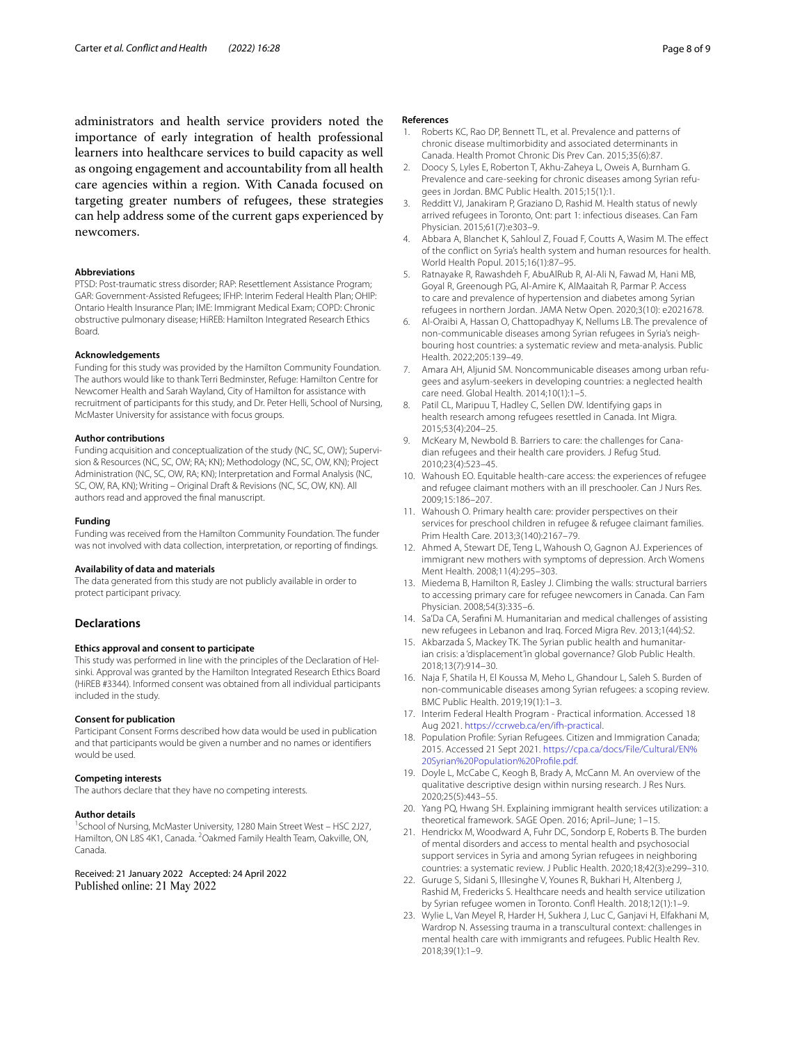administrators and health service providers noted the importance of early integration of health professional learners into healthcare services to build capacity as well as ongoing engagement and accountability from all health care agencies within a region. With Canada focused on targeting greater numbers of refugees, these strategies can help address some of the current gaps experienced by newcomers.

#### Abbreviations

PTSD: Post-traumatic stress disorder; RAP: Resettlement Assistance Program; GAR: Government-Assisted Refugees; IFHP: Interim Federal Health Plan; OHIP: Ontario Health Insurance Plan; IME: Immigrant Medical Exam; COPD: Chronic obstructive pulmonary disease; HiREB: Hamilton Integrated Research Ethics Board.

#### Acknowledgements

Funding for this study was provided by the Hamilton Community Foundation. The authors would like to thank Terri Bedminster, Refuge: Hamilton Centre for Newcomer Health and Sarah Wayland, City of Hamilton for assistance with recruitment of participants for this study, and Dr. Peter Helli, School of Nursing, McMaster University for assistance with focus groups.

#### Author contributions

Funding acquisition and conceptualization of the study (NC, SC, OW); Supervision & Resources (NC, SC, OW; RA; KN); Methodology (NC, SC, OW, KN); Project Administration (NC, SC, OW, RA; KN); Interpretation and Formal Analysis (NC, SC, OW, RA, KN); Writing – Original Draft & Revisions (NC, SC, OW, KN). All authors read and approved the final manuscript.

#### Funding

Funding was received from the Hamilton Community Foundation. The funder was not involved with data collection, interpretation, or reporting of findings.

#### Availability of data and materials

The data generated from this study are not publicly available in order to protect participant privacy.

## Declarations

#### Ethics approval and consent to participate

This study was performed in line with the principles of the Declaration of Helsinki. Approval was granted by the Hamilton Integrated Research Ethics Board (HiREB #3344). Informed consent was obtained from all individual participants included in the study.

#### Consent for publication

Participant Consent Forms described how data would be used in publication and that participants would be given a number and no names or identifiers would be used.

#### Competing interests

The authors declare that they have no competing interests.

#### Author details

[1]School of Nursing, McMaster University, 1280 Main Street West – HSC 2J27, Hamilton, ON L8S 4K1, Canada. [2]Oakmed Family Health Team, Oakville, ON, Canada.

Received: 21 January 2022 Accepted: 24 April 2022
Published online: 21 May 2022

#### References

1. Roberts KC, Rao DP, Bennett TL, et al. Prevalence and patterns of chronic disease multimorbidity and associated determinants in Canada. Health Promot Chronic Dis Prev Can. 2015;35(6):87.
2. Doocy S, Lyles E, Roberton T, Akhu-Zaheya L, Oweis A, Burnham G. Prevalence and care-seeking for chronic diseases among Syrian refugees in Jordan. BMC Public Health. 2015;15(1):1.
3. Redditt VJ, Janakiram P, Graziano D, Rashid M. Health status of newly arrived refugees in Toronto, Ont: part 1: infectious diseases. Can Fam Physician. 2015;61(7):e303–9.
4. Abbara A, Blanchet K, Sahloul Z, Fouad F, Coutts A, Wasim M. The effect of the conflict on Syria's health system and human resources for health. World Health Popul. 2015;16(1):87–95.
5. Ratnayake R, Rawashdeh F, AbuAlRub R, Al-Ali N, Fawad M, Hani MB, Goyal R, Greenough PG, Al-Amire K, AlMaaitah R, Parmar P. Access to care and prevalence of hypertension and diabetes among Syrian refugees in northern Jordan. JAMA Netw Open. 2020;3(10): e2021678.
6. Al-Oraibi A, Hassan O, Chattopadhyay K, Nellums LB. The prevalence of non-communicable diseases among Syrian refugees in Syria's neighbouring host countries: a systematic review and meta-analysis. Public Health. 2022;205:139–49.
7. Amara AH, Aljunid SM. Noncommunicable diseases among urban refugees and asylum-seekers in developing countries: a neglected health care need. Global Health. 2014;10(1):1–5.
8. Patil CL, Maripuu T, Hadley C, Sellen DW. Identifying gaps in health research among refugees resettled in Canada. Int Migra. 2015;53(4):204–25.
9. McKeary M, Newbold B. Barriers to care: the challenges for Canadian refugees and their health care providers. J Refug Stud. 2010;23(4):523–45.
10. Wahoush EO. Equitable health-care access: the experiences of refugee and refugee claimant mothers with an ill preschooler. Can J Nurs Res. 2009;15:186–207.
11. Wahoush O. Primary health care: provider perspectives on their services for preschool children in refugee & refugee claimant families. Prim Health Care. 2013;3(140):2167–79.
12. Ahmed A, Stewart DE, Teng L, Wahoush O, Gagnon AJ. Experiences of immigrant new mothers with symptoms of depression. Arch Womens Ment Health. 2008;11(4):295–303.
13. Miedema B, Hamilton R, Easley J. Climbing the walls: structural barriers to accessing primary care for refugee newcomers in Canada. Can Fam Physician. 2008;54(3):335–6.
14. Sa'Da CA, Serafini M. Humanitarian and medical challenges of assisting new refugees in Lebanon and Iraq. Forced Migra Rev. 2013;1(44):S2.
15. Akbarzada S, Mackey TK. The Syrian public health and humanitarian crisis: a 'displacement'in global governance? Glob Public Health. 2018;13(7):914–30.
16. Naja F, Shatila H, El Koussa M, Meho L, Ghandour L, Saleh S. Burden of non-communicable diseases among Syrian refugees: a scoping review. BMC Public Health. 2019;19(1):1–3.
17. Interim Federal Health Program - Practical information. Accessed 18 Aug 2021. https://ccrweb.ca/en/ifh-practical.
18. Population Profile: Syrian Refugees. Citizen and Immigration Canada; 2015. Accessed 21 Sept 2021. https://cpa.ca/docs/File/Cultural/EN%20Syrian%20Population%20Profile.pdf.
19. Doyle L, McCabe C, Keogh B, Brady A, McCann M. An overview of the qualitative descriptive design within nursing research. J Res Nurs. 2020;25(5):443–55.
20. Yang PQ, Hwang SH. Explaining immigrant health services utilization: a theoretical framework. SAGE Open. 2016; April–June; 1–15.
21. Hendrickx M, Woodward A, Fuhr DC, Sondorp E, Roberts B. The burden of mental disorders and access to mental health and psychosocial support services in Syria and among Syrian refugees in neighboring countries: a systematic review. J Public Health. 2020;18;42(3):e299–310.
22. Guruge S, Sidani S, Illesinghe V, Younes R, Bukhari H, Altenberg J, Rashid M, Fredericks S. Healthcare needs and health service utilization by Syrian refugee women in Toronto. Confl Health. 2018;12(1):1–9.
23. Wylie L, Van Meyel R, Harder H, Sukhera J, Luc C, Ganjavi H, Elfakhani M, Wardrop N. Assessing trauma in a transcultural context: challenges in mental health care with immigrants and refugees. Public Health Rev. 2018;39(1):1–9.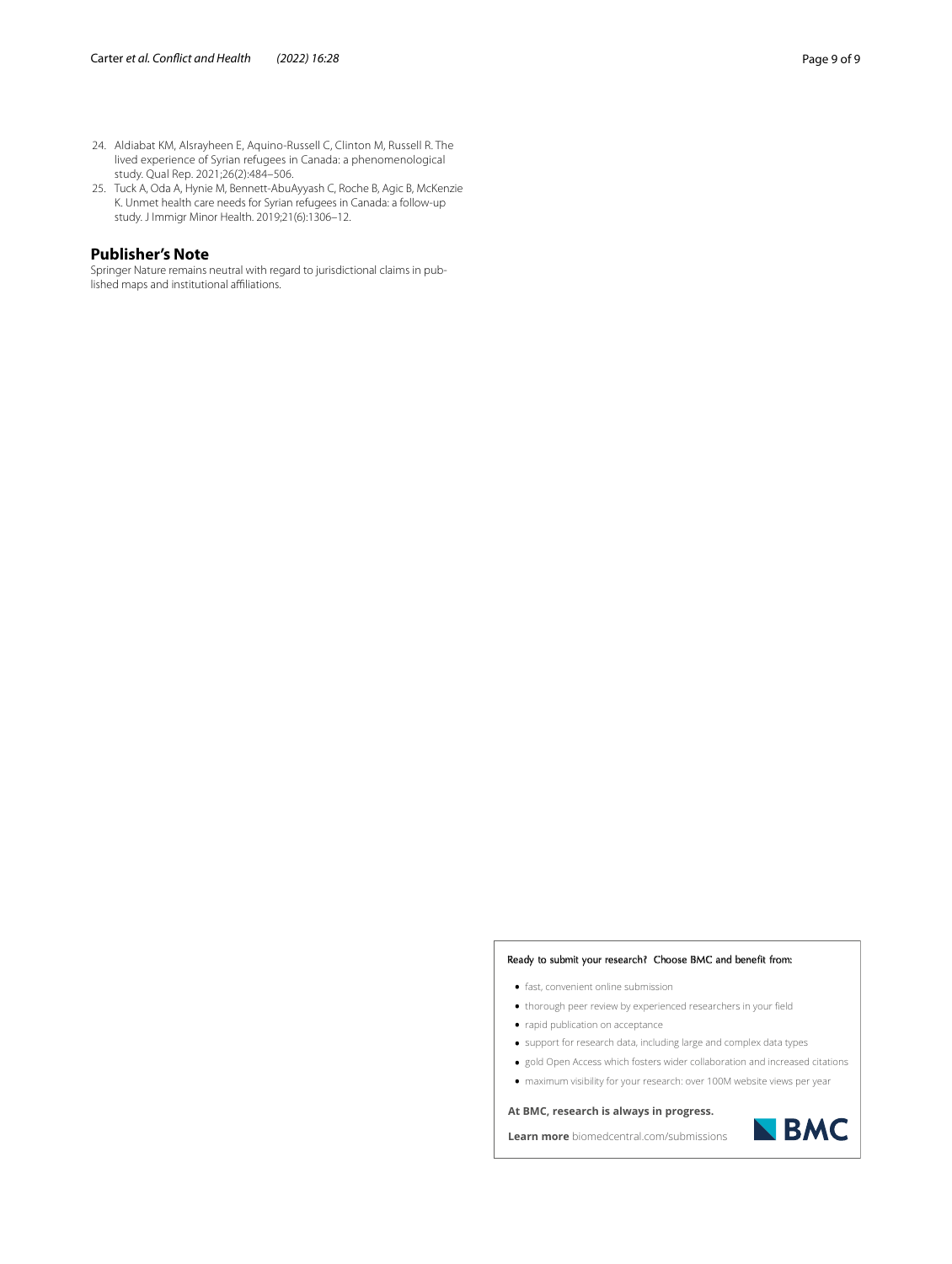24. Aldiabat KM, Alsrayheen E, Aquino-Russell C, Clinton M, Russell R. The lived experience of Syrian refugees in Canada: a phenomenological study. Qual Rep. 2021;26(2):484–506.
25. Tuck A, Oda A, Hynie M, Bennett-AbuAyyash C, Roche B, Agic B, McKenzie K. Unmet health care needs for Syrian refugees in Canada: a follow-up study. J Immigr Minor Health. 2019;21(6):1306–12.

## Publisher's Note

Springer Nature remains neutral with regard to jurisdictional claims in published maps and institutional affiliations.

Ready to submit your research? Choose BMC and benefit from:

- fast, convenient online submission
- thorough peer review by experienced researchers in your field
- rapid publication on acceptance
- support for research data, including large and complex data types
- gold Open Access which fosters wider collaboration and increased citations
- maximum visibility for your research: over 100M website views per year

**At BMC, research is always in progress.**

**Learn more** biomedcentral.com/submissions

BMC